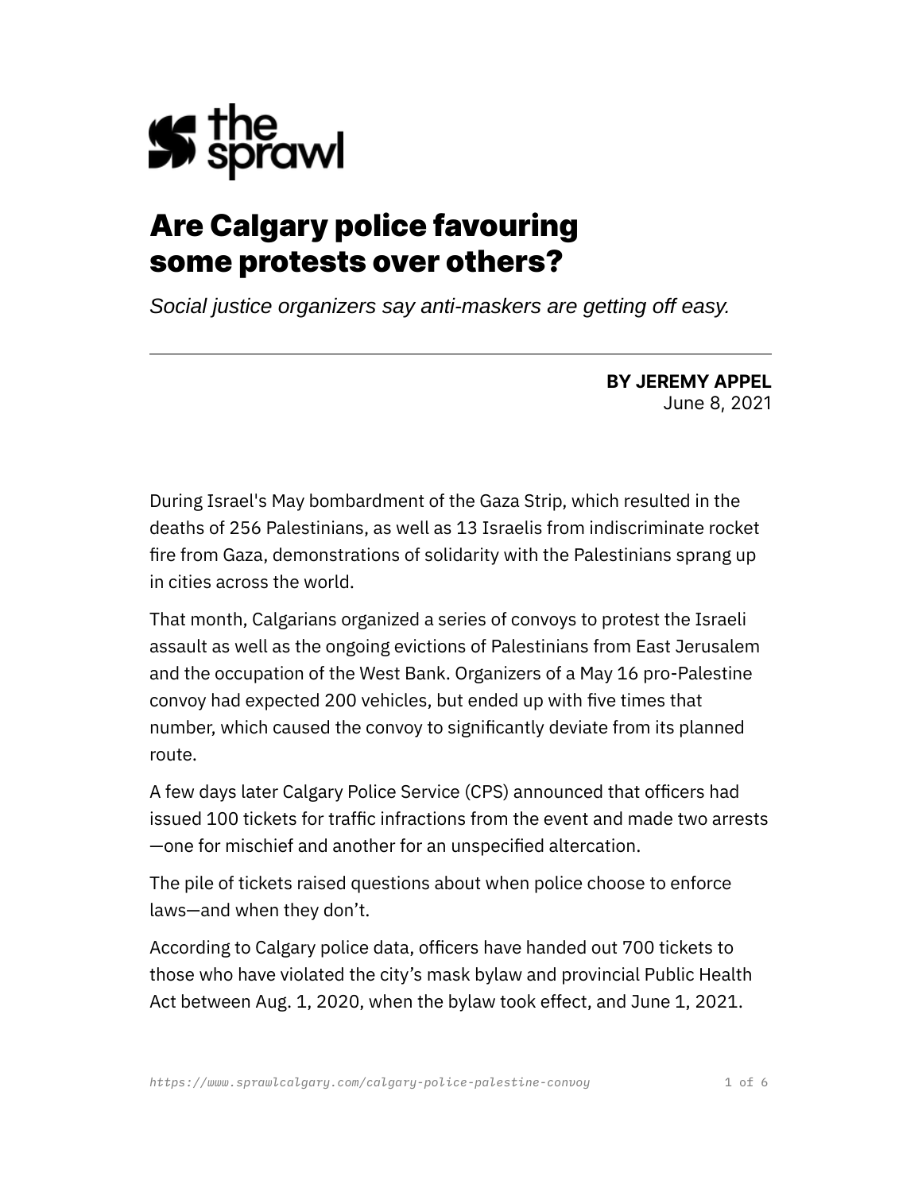# Are Calgary police favouring some protests over others?

*Social justice organizers say anti-maskers are getting off easy.*

---

**BY JEREMY APPEL**
June 8, 2021

During Israel's May bombardment of the Gaza Strip, which resulted in the deaths of 256 Palestinians, as well as 13 Israelis from indiscriminate rocket fire from Gaza, demonstrations of solidarity with the Palestinians sprang up in cities across the world.

That month, Calgarians organized a series of convoys to protest the Israeli assault as well as the ongoing evictions of Palestinians from East Jerusalem and the occupation of the West Bank. Organizers of a May 16 pro-Palestine convoy had expected 200 vehicles, but ended up with five times that number, which caused the convoy to significantly deviate from its planned route.

A few days later Calgary Police Service (CPS) announced that officers had issued 100 tickets for traffic infractions from the event and made two arrests—one for mischief and another for an unspecified altercation.

The pile of tickets raised questions about when police choose to enforce laws—and when they don't.

According to Calgary police data, officers have handed out 700 tickets to those who have violated the city's mask bylaw and provincial Public Health Act between Aug. 1, 2020, when the bylaw took effect, and June 1, 2021.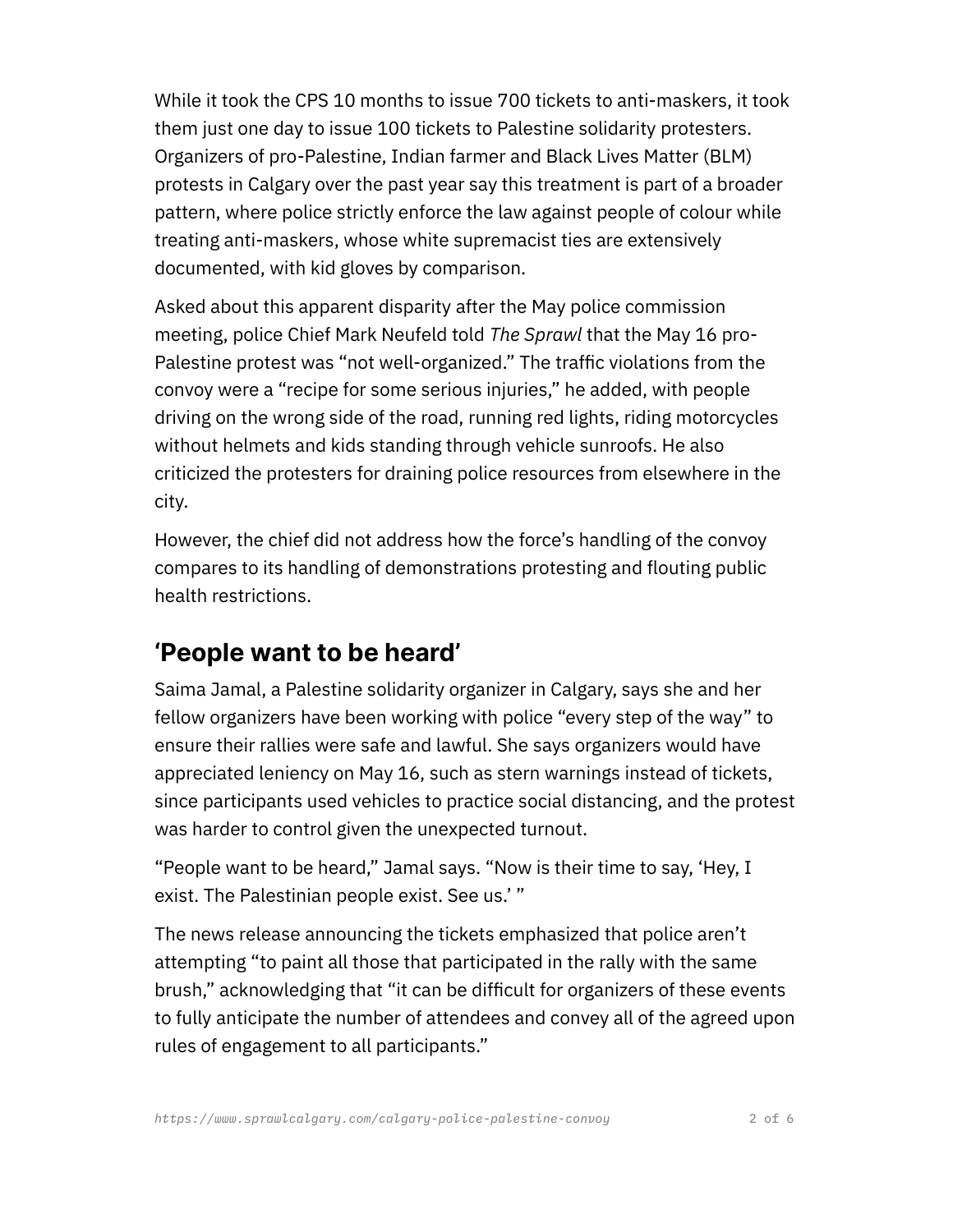While it took the CPS 10 months to issue 700 tickets to anti-maskers, it took them just one day to issue 100 tickets to Palestine solidarity protesters. Organizers of pro-Palestine, Indian farmer and Black Lives Matter (BLM) protests in Calgary over the past year say this treatment is part of a broader pattern, where police strictly enforce the law against people of colour while treating anti-maskers, whose white supremacist ties are extensively documented, with kid gloves by comparison.

Asked about this apparent disparity after the May police commission meeting, police Chief Mark Neufeld told *The Sprawl* that the May 16 pro-Palestine protest was "not well-organized." The traffic violations from the convoy were a "recipe for some serious injuries," he added, with people driving on the wrong side of the road, running red lights, riding motorcycles without helmets and kids standing through vehicle sunroofs. He also criticized the protesters for draining police resources from elsewhere in the city.

However, the chief did not address how the force's handling of the convoy compares to its handling of demonstrations protesting and flouting public health restrictions.

## 'People want to be heard'

Saima Jamal, a Palestine solidarity organizer in Calgary, says she and her fellow organizers have been working with police "every step of the way" to ensure their rallies were safe and lawful. She says organizers would have appreciated leniency on May 16, such as stern warnings instead of tickets, since participants used vehicles to practice social distancing, and the protest was harder to control given the unexpected turnout.

"People want to be heard," Jamal says. "Now is their time to say, 'Hey, I exist. The Palestinian people exist. See us.' "

The news release announcing the tickets emphasized that police aren't attempting "to paint all those that participated in the rally with the same brush," acknowledging that "it can be difficult for organizers of these events to fully anticipate the number of attendees and convey all of the agreed upon rules of engagement to all participants."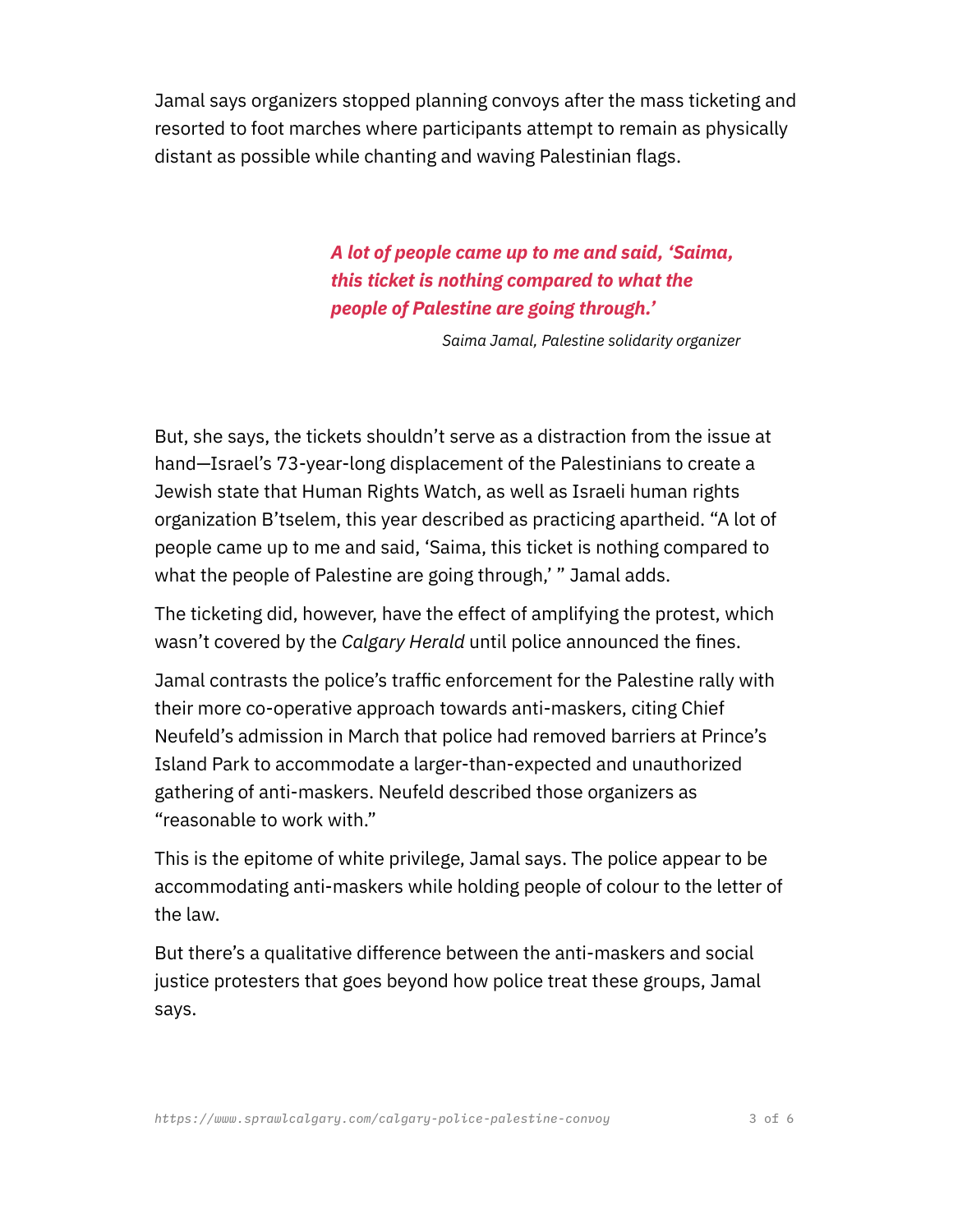Jamal says organizers stopped planning convoys after the mass ticketing and resorted to foot marches where participants attempt to remain as physically distant as possible while chanting and waving Palestinian flags.

> ***A lot of people came up to me and said, 'Saima, this ticket is nothing compared to what the people of Palestine are going through.'***
>
> *Saima Jamal, Palestine solidarity organizer*

But, she says, the tickets shouldn't serve as a distraction from the issue at hand—Israel's 73-year-long displacement of the Palestinians to create a Jewish state that Human Rights Watch, as well as Israeli human rights organization B'tselem, this year described as practicing apartheid. "A lot of people came up to me and said, 'Saima, this ticket is nothing compared to what the people of Palestine are going through,' " Jamal adds.

The ticketing did, however, have the effect of amplifying the protest, which wasn't covered by the *Calgary Herald* until police announced the fines.

Jamal contrasts the police's traffic enforcement for the Palestine rally with their more co-operative approach towards anti-maskers, citing Chief Neufeld's admission in March that police had removed barriers at Prince's Island Park to accommodate a larger-than-expected and unauthorized gathering of anti-maskers. Neufeld described those organizers as "reasonable to work with."

This is the epitome of white privilege, Jamal says. The police appear to be accommodating anti-maskers while holding people of colour to the letter of the law.

But there's a qualitative difference between the anti-maskers and social justice protesters that goes beyond how police treat these groups, Jamal says.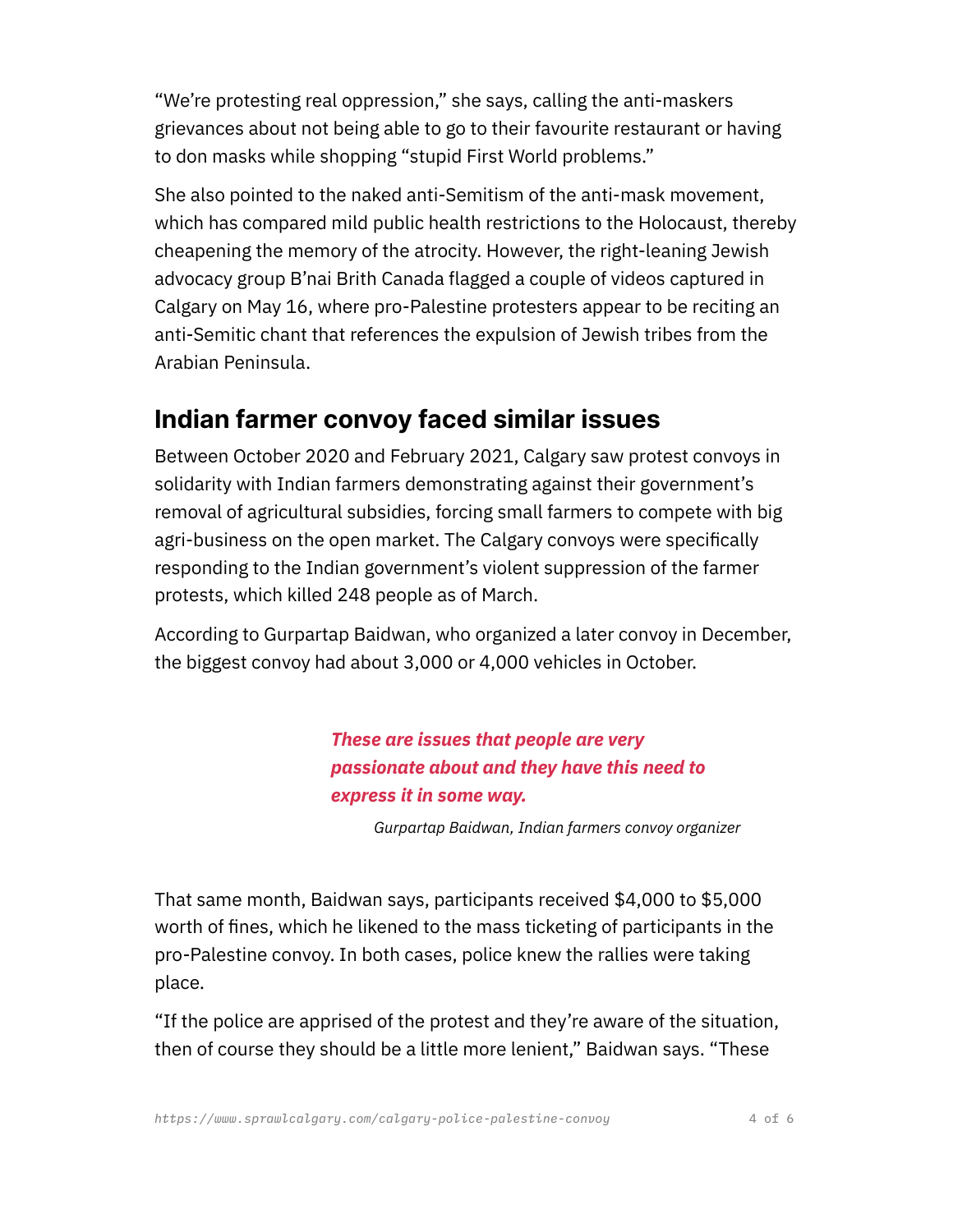"We're protesting real oppression," she says, calling the anti-maskers grievances about not being able to go to their favourite restaurant or having to don masks while shopping "stupid First World problems."

She also pointed to the naked anti-Semitism of the anti-mask movement, which has compared mild public health restrictions to the Holocaust, thereby cheapening the memory of the atrocity. However, the right-leaning Jewish advocacy group B'nai Brith Canada flagged a couple of videos captured in Calgary on May 16, where pro-Palestine protesters appear to be reciting an anti-Semitic chant that references the expulsion of Jewish tribes from the Arabian Peninsula.

## Indian farmer convoy faced similar issues

Between October 2020 and February 2021, Calgary saw protest convoys in solidarity with Indian farmers demonstrating against their government's removal of agricultural subsidies, forcing small farmers to compete with big agri-business on the open market. The Calgary convoys were specifically responding to the Indian government's violent suppression of the farmer protests, which killed 248 people as of March.

According to Gurpartap Baidwan, who organized a later convoy in December, the biggest convoy had about 3,000 or 4,000 vehicles in October.

> ***These are issues that people are very passionate about and they have this need to express it in some way.***
>
> *Gurpartap Baidwan, Indian farmers convoy organizer*

That same month, Baidwan says, participants received $4,000 to $5,000 worth of fines, which he likened to the mass ticketing of participants in the pro-Palestine convoy. In both cases, police knew the rallies were taking place.

"If the police are apprised of the protest and they're aware of the situation, then of course they should be a little more lenient," Baidwan says. "These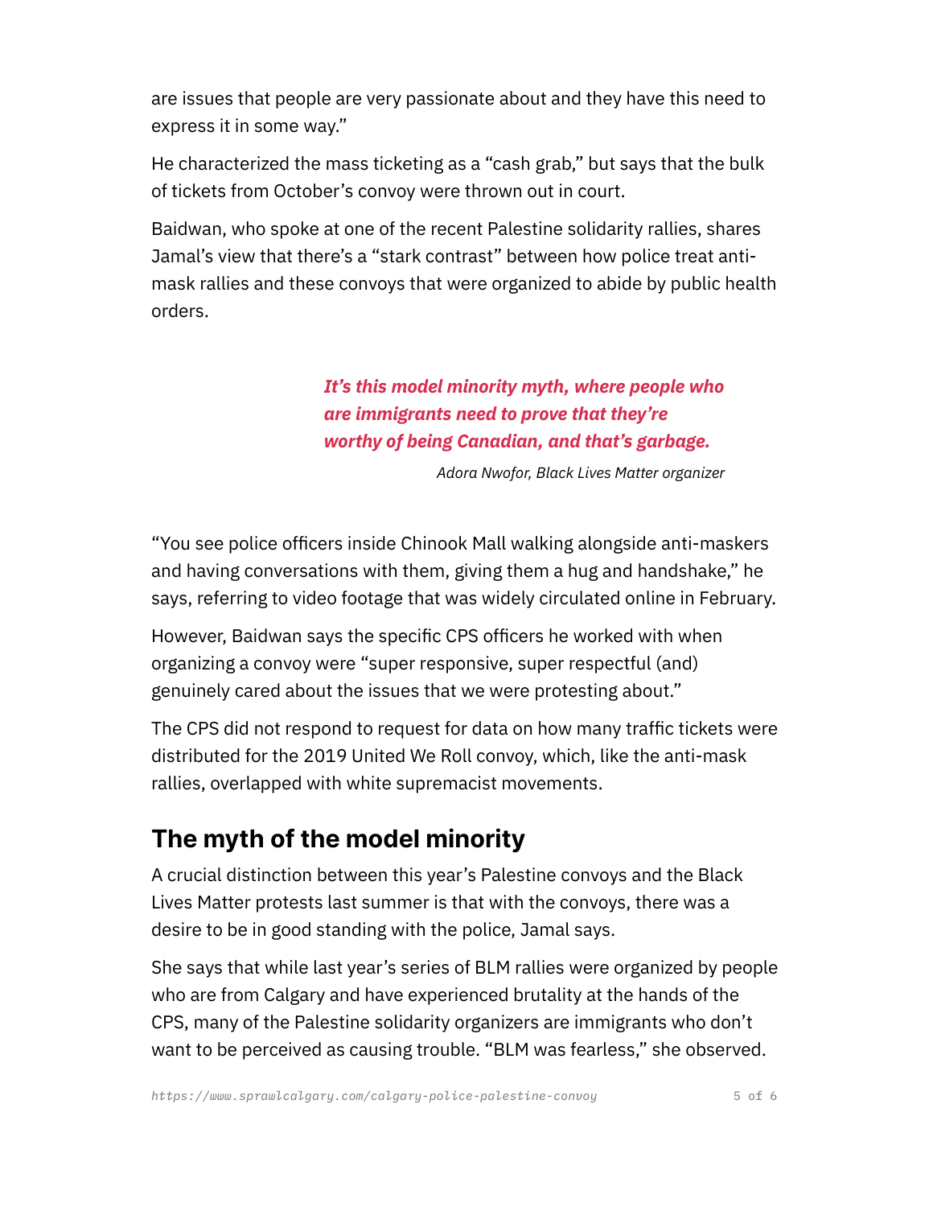are issues that people are very passionate about and they have this need to express it in some way."

He characterized the mass ticketing as a "cash grab," but says that the bulk of tickets from October's convoy were thrown out in court.

Baidwan, who spoke at one of the recent Palestine solidarity rallies, shares Jamal's view that there's a "stark contrast" between how police treat anti-mask rallies and these convoys that were organized to abide by public health orders.

> ***It's this model minority myth, where people who are immigrants need to prove that they're worthy of being Canadian, and that's garbage.***
>
> *Adora Nwofor, Black Lives Matter organizer*

"You see police officers inside Chinook Mall walking alongside anti-maskers and having conversations with them, giving them a hug and handshake," he says, referring to video footage that was widely circulated online in February.

However, Baidwan says the specific CPS officers he worked with when organizing a convoy were "super responsive, super respectful (and) genuinely cared about the issues that we were protesting about."

The CPS did not respond to request for data on how many traffic tickets were distributed for the 2019 United We Roll convoy, which, like the anti-mask rallies, overlapped with white supremacist movements.

## The myth of the model minority

A crucial distinction between this year's Palestine convoys and the Black Lives Matter protests last summer is that with the convoys, there was a desire to be in good standing with the police, Jamal says.

She says that while last year's series of BLM rallies were organized by people who are from Calgary and have experienced brutality at the hands of the CPS, many of the Palestine solidarity organizers are immigrants who don't want to be perceived as causing trouble. "BLM was fearless," she observed.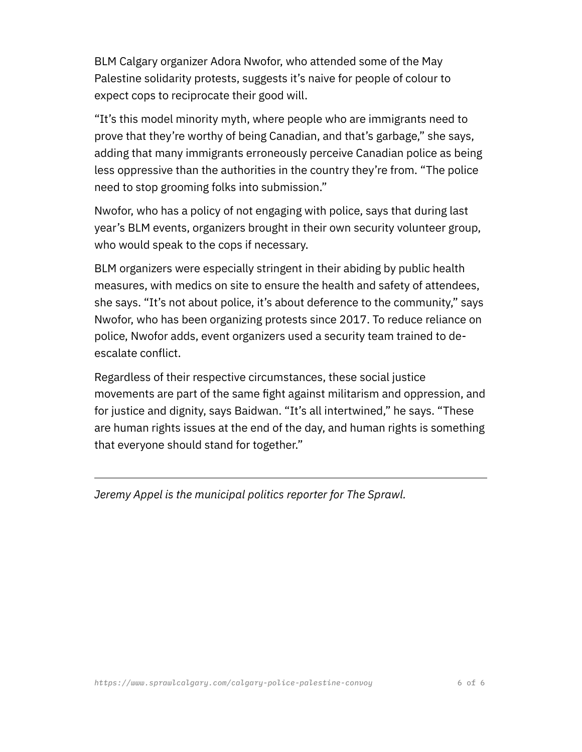BLM Calgary organizer Adora Nwofor, who attended some of the May Palestine solidarity protests, suggests it's naive for people of colour to expect cops to reciprocate their good will.

"It's this model minority myth, where people who are immigrants need to prove that they're worthy of being Canadian, and that's garbage," she says, adding that many immigrants erroneously perceive Canadian police as being less oppressive than the authorities in the country they're from. "The police need to stop grooming folks into submission."

Nwofor, who has a policy of not engaging with police, says that during last year's BLM events, organizers brought in their own security volunteer group, who would speak to the cops if necessary.

BLM organizers were especially stringent in their abiding by public health measures, with medics on site to ensure the health and safety of attendees, she says. "It's not about police, it's about deference to the community," says Nwofor, who has been organizing protests since 2017. To reduce reliance on police, Nwofor adds, event organizers used a security team trained to de-escalate conflict.

Regardless of their respective circumstances, these social justice movements are part of the same fight against militarism and oppression, and for justice and dignity, says Baidwan. "It's all intertwined," he says. "These are human rights issues at the end of the day, and human rights is something that everyone should stand for together."

---

*Jeremy Appel is the municipal politics reporter for The Sprawl.*